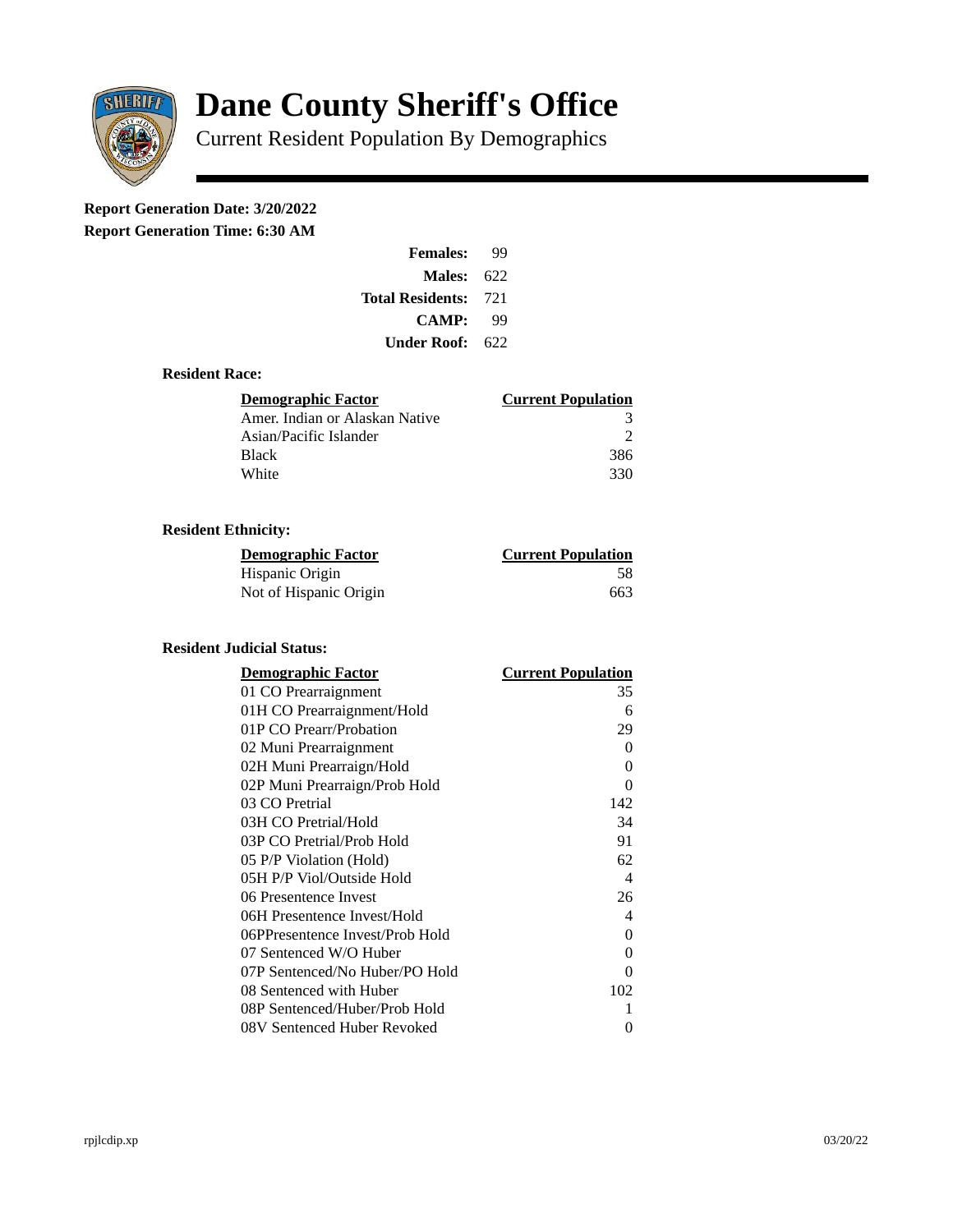# Dane County Sheriff's Office

Current Resident Population By Demographics

**Report Generation Date: 3/20/2022**

**Report Generation Time: 6:30 AM**

| | |
|---|---|
| **Females:** | 99 |
| **Males:** | 622 |
| **Total Residents:** | 721 |
| **CAMP:** | 99 |
| **Under Roof:** | 622 |

### Resident Race:

| Demographic Factor | Current Population |
|---|---|
| Amer. Indian or Alaskan Native | 3 |
| Asian/Pacific Islander | 2 |
| Black | 386 |
| White | 330 |

### Resident Ethnicity:

| Demographic Factor | Current Population |
|---|---|
| Hispanic Origin | 58 |
| Not of Hispanic Origin | 663 |

### Resident Judicial Status:

| Demographic Factor | Current Population |
|---|---|
| 01 CO Prearraignment | 35 |
| 01H CO Prearraignment/Hold | 6 |
| 01P CO Prearr/Probation | 29 |
| 02 Muni Prearraignment | 0 |
| 02H Muni Prearraign/Hold | 0 |
| 02P Muni Prearraign/Prob Hold | 0 |
| 03 CO Pretrial | 142 |
| 03H CO Pretrial/Hold | 34 |
| 03P CO Pretrial/Prob Hold | 91 |
| 05 P/P Violation (Hold) | 62 |
| 05H P/P Viol/Outside Hold | 4 |
| 06 Presentence Invest | 26 |
| 06H Presentence Invest/Hold | 4 |
| 06PPresentence Invest/Prob Hold | 0 |
| 07 Sentenced W/O Huber | 0 |
| 07P Sentenced/No Huber/PO Hold | 0 |
| 08 Sentenced with Huber | 102 |
| 08P Sentenced/Huber/Prob Hold | 1 |
| 08V Sentenced Huber Revoked | 0 |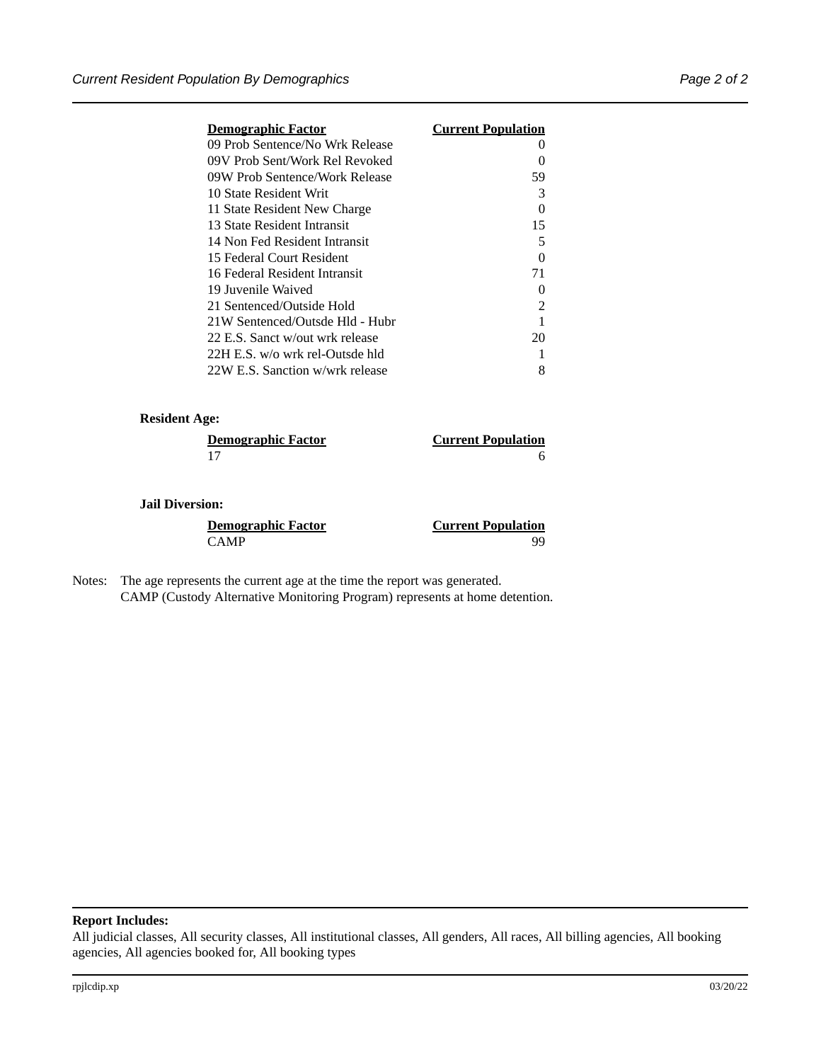| Demographic Factor | Current Population |
|---|---|
| 09 Prob Sentence/No Wrk Release | 0 |
| 09V Prob Sent/Work Rel Revoked | 0 |
| 09W Prob Sentence/Work Release | 59 |
| 10 State Resident Writ | 3 |
| 11 State Resident New Charge | 0 |
| 13 State Resident Intransit | 15 |
| 14 Non Fed Resident Intransit | 5 |
| 15 Federal Court Resident | 0 |
| 16 Federal Resident Intransit | 71 |
| 19 Juvenile Waived | 0 |
| 21 Sentenced/Outside Hold | 2 |
| 21W Sentenced/Outsde Hld - Hubr | 1 |
| 22 E.S. Sanct w/out wrk release | 20 |
| 22H E.S. w/o wrk rel-Outsde hld | 1 |
| 22W E.S. Sanction w/wrk release | 8 |

**Resident Age:**

| Demographic Factor | Current Population |
|---|---|
| 17 | 6 |

**Jail Diversion:**

| Demographic Factor | Current Population |
|---|---|
| CAMP | 99 |

Notes: The age represents the current age at the time the report was generated.
CAMP (Custody Alternative Monitoring Program) represents at home detention.

**Report Includes:**

All judicial classes, All security classes, All institutional classes, All genders, All races, All billing agencies, All booking agencies, All agencies booked for, All booking types

rpjlcdip.xp 03/20/22